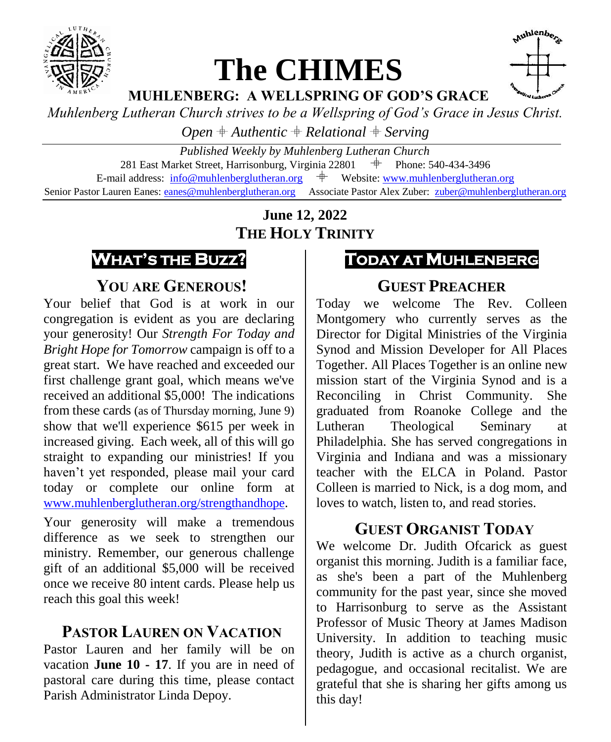# The CHIMES

**MUHLENBERG: A WELLSPRING OF GOD'S GRACE**

*Muhlenberg Lutheran Church strives to be a Wellspring of God's Grace in Jesus Christ.*

*Open ⁜ Authentic ⁜ Relational ⁜ Serving*

*Published Weekly by Muhlenberg Lutheran Church*

281 East Market Street, Harrisonburg, Virginia 22801 ⁜ Phone: 540-434-3496

E-mail address: info@muhlenberglutheran.org ⁜ Website: www.muhlenberglutheran.org

Senior Pastor Lauren Eanes: eanes@muhlenberglutheran.org Associate Pastor Alex Zuber: zuber@muhlenberglutheran.org

**June 12, 2022**

**THE HOLY TRINITY**

## What's the Buzz?

### YOU ARE GENEROUS!

Your belief that God is at work in our congregation is evident as you are declaring your generosity! Our *Strength For Today and Bright Hope for Tomorrow* campaign is off to a great start. We have reached and exceeded our first challenge grant goal, which means we've received an additional $5,000! The indications from these cards (as of Thursday morning, June 9) show that we'll experience $615 per week in increased giving. Each week, all of this will go straight to expanding our ministries! If you haven't yet responded, please mail your card today or complete our online form at www.muhlenberglutheran.org/strengthandhope.

Your generosity will make a tremendous difference as we seek to strengthen our ministry. Remember, our generous challenge gift of an additional $5,000 will be received once we receive 80 intent cards. Please help us reach this goal this week!

### PASTOR LAUREN ON VACATION

Pastor Lauren and her family will be on vacation **June 10 - 17**. If you are in need of pastoral care during this time, please contact Parish Administrator Linda Depoy.

## Today at Muhlenberg

### GUEST PREACHER

Today we welcome The Rev. Colleen Montgomery who currently serves as the Director for Digital Ministries of the Virginia Synod and Mission Developer for All Places Together. All Places Together is an online new mission start of the Virginia Synod and is a Reconciling in Christ Community. She graduated from Roanoke College and the Lutheran Theological Seminary at Philadelphia. She has served congregations in Virginia and Indiana and was a missionary teacher with the ELCA in Poland. Pastor Colleen is married to Nick, is a dog mom, and loves to watch, listen to, and read stories.

### GUEST ORGANIST TODAY

We welcome Dr. Judith Ofcarick as guest organist this morning. Judith is a familiar face, as she's been a part of the Muhlenberg community for the past year, since she moved to Harrisonburg to serve as the Assistant Professor of Music Theory at James Madison University. In addition to teaching music theory, Judith is active as a church organist, pedagogue, and occasional recitalist. We are grateful that she is sharing her gifts among us this day!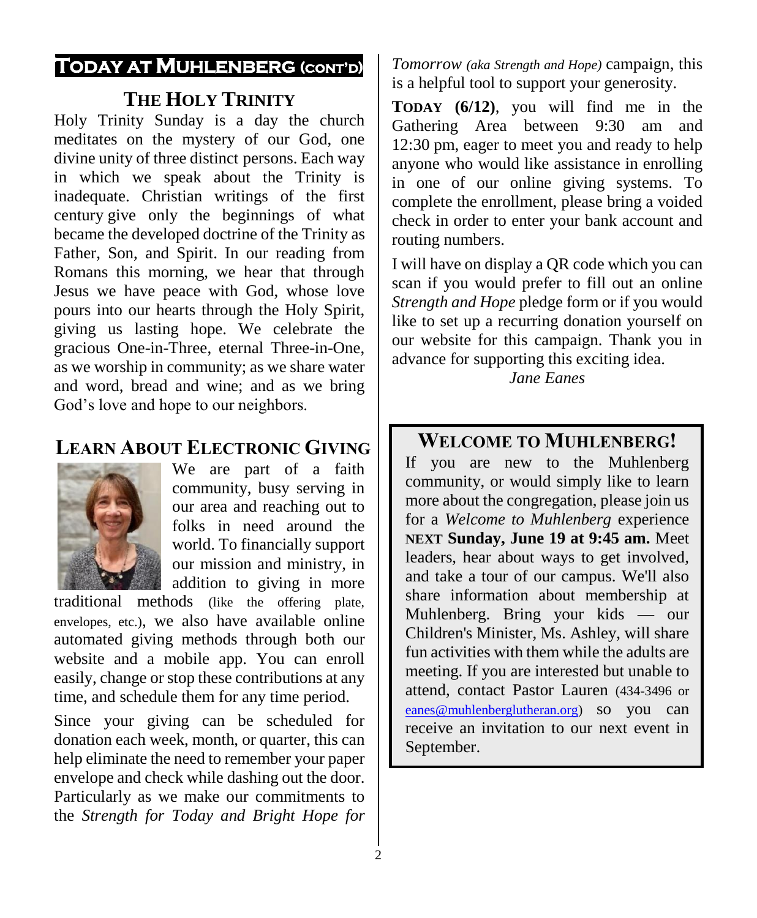# TODAY AT MUHLENBERG (CONT'D)

## THE HOLY TRINITY

Holy Trinity Sunday is a day the church meditates on the mystery of our God, one divine unity of three distinct persons. Each way in which we speak about the Trinity is inadequate. Christian writings of the first century give only the beginnings of what became the developed doctrine of the Trinity as Father, Son, and Spirit. In our reading from Romans this morning, we hear that through Jesus we have peace with God, whose love pours into our hearts through the Holy Spirit, giving us lasting hope. We celebrate the gracious One-in-Three, eternal Three-in-One, as we worship in community; as we share water and word, bread and wine; and as we bring God's love and hope to our neighbors.

## LEARN ABOUT ELECTRONIC GIVING

We are part of a faith community, busy serving in our area and reaching out to folks in need around the world. To financially support our mission and ministry, in addition to giving in more traditional methods (like the offering plate, envelopes, etc.), we also have available online automated giving methods through both our website and a mobile app. You can enroll easily, change or stop these contributions at any time, and schedule them for any time period.

Since your giving can be scheduled for donation each week, month, or quarter, this can help eliminate the need to remember your paper envelope and check while dashing out the door. Particularly as we make our commitments to the *Strength for Today and Bright Hope for Tomorrow (aka Strength and Hope)* campaign, this is a helpful tool to support your generosity.

**TODAY (6/12)**, you will find me in the Gathering Area between 9:30 am and 12:30 pm, eager to meet you and ready to help anyone who would like assistance in enrolling in one of our online giving systems. To complete the enrollment, please bring a voided check in order to enter your bank account and routing numbers.

I will have on display a QR code which you can scan if you would prefer to fill out an online *Strength and Hope* pledge form or if you would like to set up a recurring donation yourself on our website for this campaign. Thank you in advance for supporting this exciting idea.

*Jane Eanes*

## WELCOME TO MUHLENBERG!

If you are new to the Muhlenberg community, or would simply like to learn more about the congregation, please join us for a *Welcome to Muhlenberg* experience **NEXT Sunday, June 19 at 9:45 am.** Meet leaders, hear about ways to get involved, and take a tour of our campus. We'll also share information about membership at Muhlenberg. Bring your kids — our Children's Minister, Ms. Ashley, will share fun activities with them while the adults are meeting. If you are interested but unable to attend, contact Pastor Lauren (434-3496 or eanes@muhlenberglutheran.org) so you can receive an invitation to our next event in September.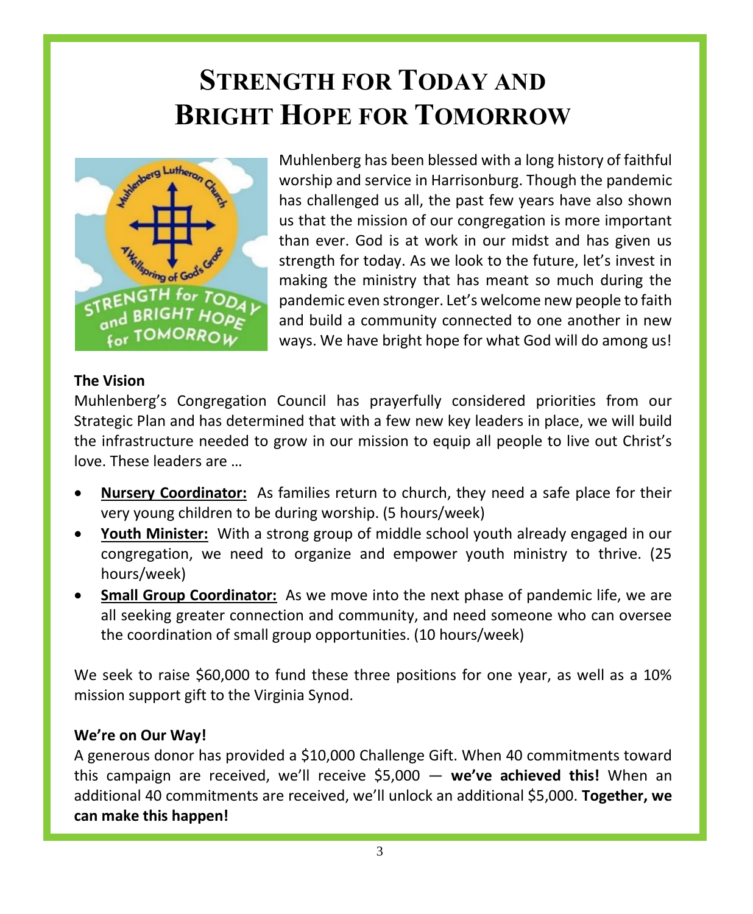# Strength for Today and Bright Hope for Tomorrow

Muhlenberg has been blessed with a long history of faithful worship and service in Harrisonburg. Though the pandemic has challenged us all, the past few years have also shown us that the mission of our congregation is more important than ever. God is at work in our midst and has given us strength for today. As we look to the future, let's invest in making the ministry that has meant so much during the pandemic even stronger. Let's welcome new people to faith and build a community connected to one another in new ways. We have bright hope for what God will do among us!

**The Vision**

Muhlenberg's Congregation Council has prayerfully considered priorities from our Strategic Plan and has determined that with a few new key leaders in place, we will build the infrastructure needed to grow in our mission to equip all people to live out Christ's love. These leaders are …

- **Nursery Coordinator:** As families return to church, they need a safe place for their very young children to be during worship. (5 hours/week)
- **Youth Minister:** With a strong group of middle school youth already engaged in our congregation, we need to organize and empower youth ministry to thrive. (25 hours/week)
- **Small Group Coordinator:** As we move into the next phase of pandemic life, we are all seeking greater connection and community, and need someone who can oversee the coordination of small group opportunities. (10 hours/week)

We seek to raise $60,000 to fund these three positions for one year, as well as a 10% mission support gift to the Virginia Synod.

**We're on Our Way!**

A generous donor has provided a $10,000 Challenge Gift. When 40 commitments toward this campaign are received, we'll receive $5,000 — **we've achieved this!** When an additional 40 commitments are received, we'll unlock an additional $5,000. **Together, we can make this happen!**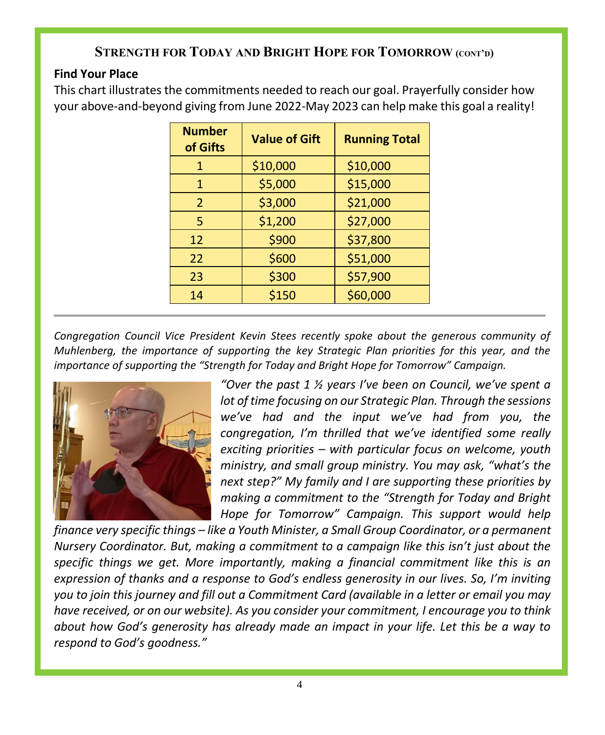## Strength for Today and Bright Hope for Tomorrow (cont'd)

**Find Your Place**

This chart illustrates the commitments needed to reach our goal. Prayerfully consider how your above-and-beyond giving from June 2022-May 2023 can help make this goal a reality!

| Number of Gifts | Value of Gift | Running Total |
|---|---|---|
| 1 | $10,000 | $10,000 |
| 1 | $5,000 | $15,000 |
| 2 | $3,000 | $21,000 |
| 5 | $1,200 | $27,000 |
| 12 | $900 | $37,800 |
| 22 | $600 | $51,000 |
| 23 | $300 | $57,900 |
| 14 | $150 | $60,000 |

---

*Congregation Council Vice President Kevin Stees recently spoke about the generous community of Muhlenberg, the importance of supporting the key Strategic Plan priorities for this year, and the importance of supporting the "Strength for Today and Bright Hope for Tomorrow" Campaign.*

*"Over the past 1 ½ years I've been on Council, we've spent a lot of time focusing on our Strategic Plan. Through the sessions we've had and the input we've had from you, the congregation, I'm thrilled that we've identified some really exciting priorities – with particular focus on welcome, youth ministry, and small group ministry. You may ask, "what's the next step?" My family and I are supporting these priorities by making a commitment to the "Strength for Today and Bright Hope for Tomorrow" Campaign. This support would help finance very specific things – like a Youth Minister, a Small Group Coordinator, or a permanent Nursery Coordinator. But, making a commitment to a campaign like this isn't just about the specific things we get. More importantly, making a financial commitment like this is an expression of thanks and a response to God's endless generosity in our lives. So, I'm inviting you to join this journey and fill out a Commitment Card (available in a letter or email you may have received, or on our website). As you consider your commitment, I encourage you to think about how God's generosity has already made an impact in your life. Let this be a way to respond to God's goodness."*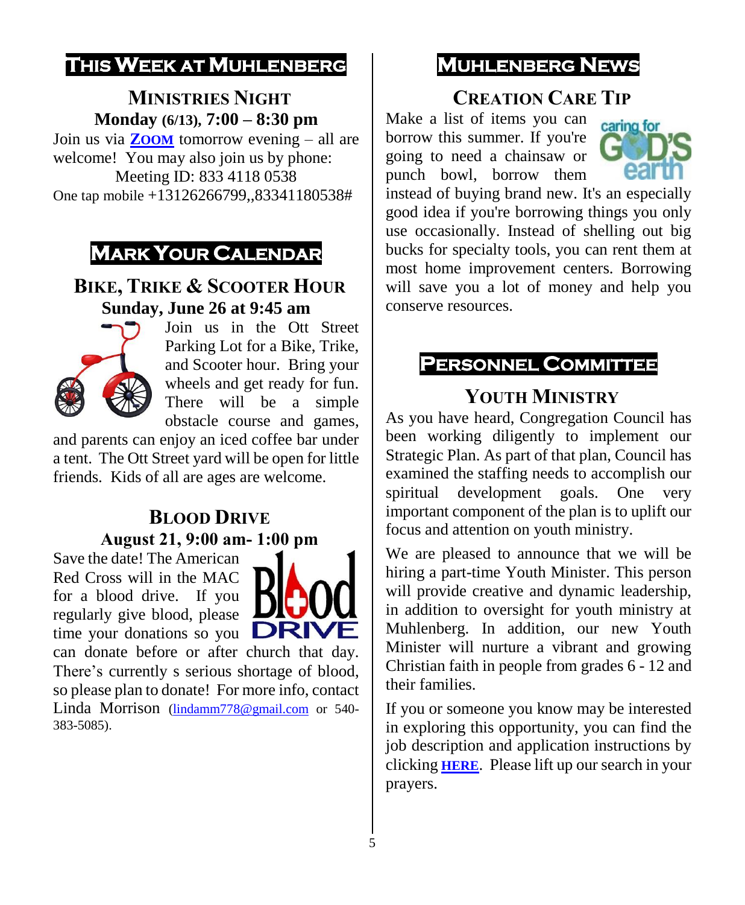# This Week at Muhlenberg

## Ministries Night

**Monday (6/13), 7:00 – 8:30 pm**

Join us via **Zoom** tomorrow evening – all are welcome! You may also join us by phone:

Meeting ID: 833 4118 0538

One tap mobile +13126266799,,83341180538#

# Mark Your Calendar

## Bike, Trike & Scooter Hour

**Sunday, June 26 at 9:45 am**

Join us in the Ott Street Parking Lot for a Bike, Trike, and Scooter hour. Bring your wheels and get ready for fun. There will be a simple obstacle course and games, and parents can enjoy an iced coffee bar under a tent. The Ott Street yard will be open for little friends. Kids of all ages are welcome.

## Blood Drive

**August 21, 9:00 am- 1:00 pm**

Save the date! The American Red Cross will in the MAC for a blood drive. If you regularly give blood, please time your donations so you can donate before or after church that day. There's currently s serious shortage of blood, so please plan to donate! For more info, contact Linda Morrison (lindamm778@gmail.com or 540-383-5085).

# Muhlenberg News

## Creation Care Tip

Make a list of items you can borrow this summer. If you're going to need a chainsaw or punch bowl, borrow them instead of buying brand new. It's an especially good idea if you're borrowing things you only use occasionally. Instead of shelling out big bucks for specialty tools, you can rent them at most home improvement centers. Borrowing will save you a lot of money and help you conserve resources.

# Personnel Committee

## Youth Ministry

As you have heard, Congregation Council has been working diligently to implement our Strategic Plan. As part of that plan, Council has examined the staffing needs to accomplish our spiritual development goals. One very important component of the plan is to uplift our focus and attention on youth ministry.

We are pleased to announce that we will be hiring a part-time Youth Minister. This person will provide creative and dynamic leadership, in addition to oversight for youth ministry at Muhlenberg. In addition, our new Youth Minister will nurture a vibrant and growing Christian faith in people from grades 6 - 12 and their families.

If you or someone you know may be interested in exploring this opportunity, you can find the job description and application instructions by clicking **HERE**. Please lift up our search in your prayers.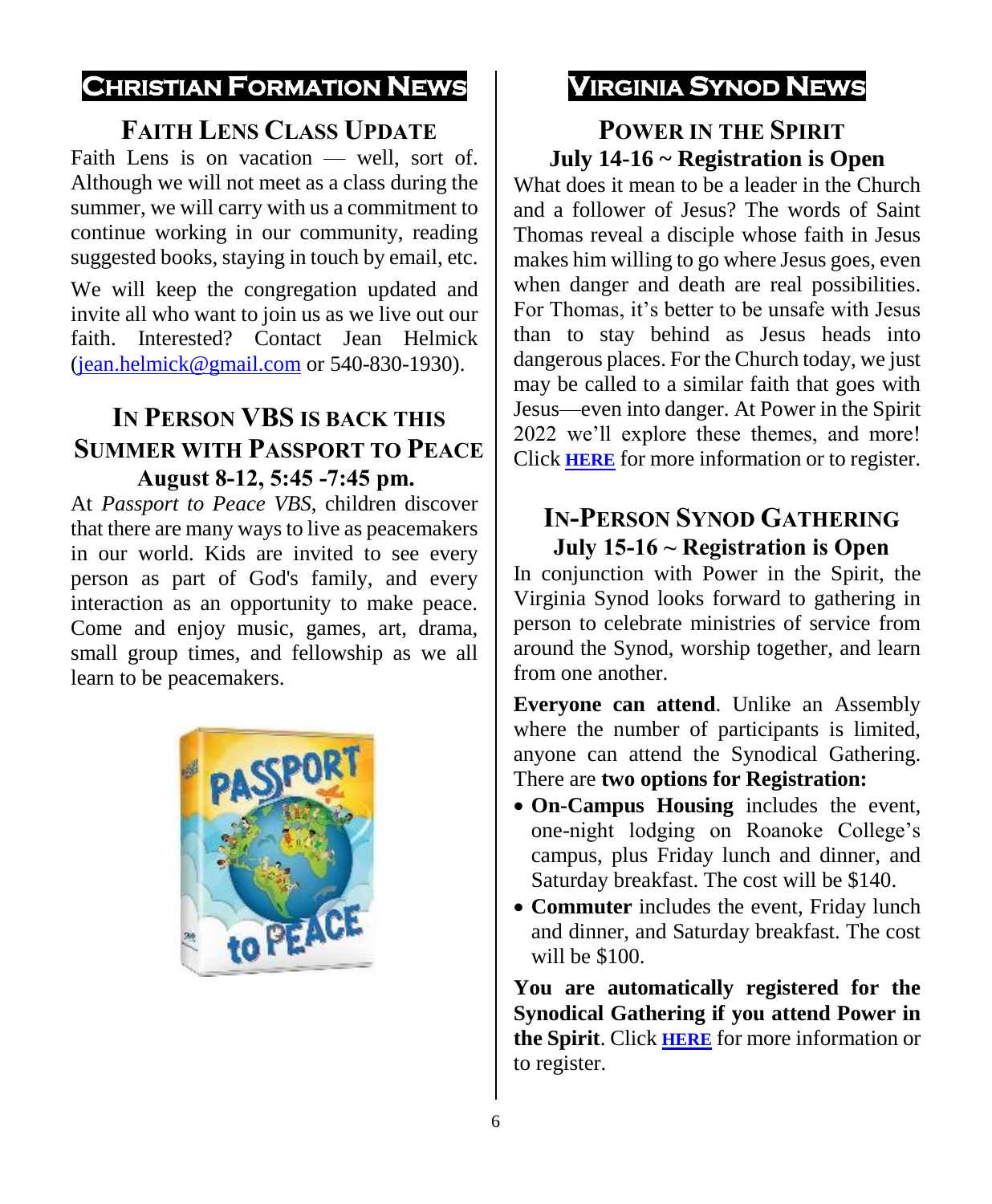# Christian Formation News

## Faith Lens Class Update

Faith Lens is on vacation — well, sort of. Although we will not meet as a class during the summer, we will carry with us a commitment to continue working in our community, reading suggested books, staying in touch by email, etc.

We will keep the congregation updated and invite all who want to join us as we live out our faith. Interested? Contact Jean Helmick (jean.helmick@gmail.com or 540-830-1930).

## In Person VBS is back this Summer with Passport to Peace

**August 8-12, 5:45 -7:45 pm.**

At *Passport to Peace VBS,* children discover that there are many ways to live as peacemakers in our world. Kids are invited to see every person as part of God's family, and every interaction as an opportunity to make peace. Come and enjoy music, games, art, drama, small group times, and fellowship as we all learn to be peacemakers.

# Virginia Synod News

## Power in the Spirit

**July 14-16 ~ Registration is Open**

What does it mean to be a leader in the Church and a follower of Jesus? The words of Saint Thomas reveal a disciple whose faith in Jesus makes him willing to go where Jesus goes, even when danger and death are real possibilities. For Thomas, it's better to be unsafe with Jesus than to stay behind as Jesus heads into dangerous places. For the Church today, we just may be called to a similar faith that goes with Jesus—even into danger. At Power in the Spirit 2022 we'll explore these themes, and more! Click **HERE** for more information or to register.

## In-Person Synod Gathering

**July 15-16 ~ Registration is Open**

In conjunction with Power in the Spirit, the Virginia Synod looks forward to gathering in person to celebrate ministries of service from around the Synod, worship together, and learn from one another.

**Everyone can attend**. Unlike an Assembly where the number of participants is limited, anyone can attend the Synodical Gathering. There are **two options for Registration:**

- **On-Campus Housing** includes the event, one-night lodging on Roanoke College's campus, plus Friday lunch and dinner, and Saturday breakfast. The cost will be $140.
- **Commuter** includes the event, Friday lunch and dinner, and Saturday breakfast. The cost will be $100.

**You are automatically registered for the Synodical Gathering if you attend Power in the Spirit**. Click **HERE** for more information or to register.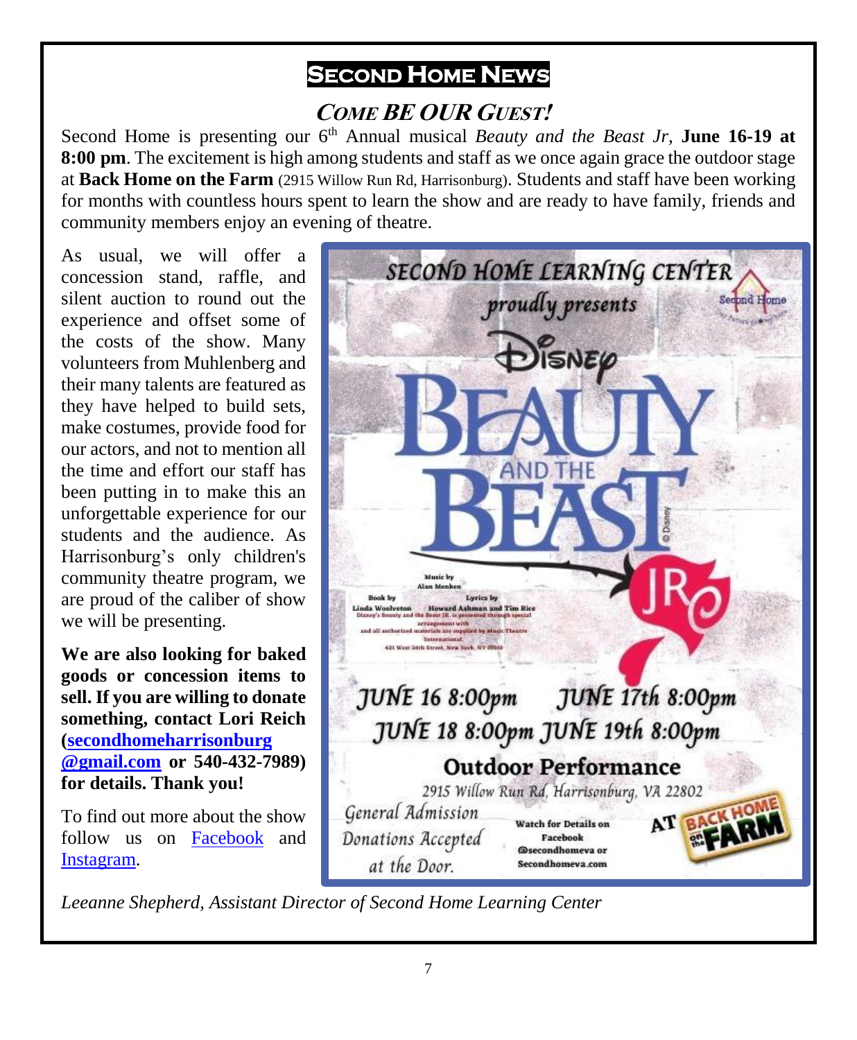# Second Home News

## *Come BE OUR Guest!*

Second Home is presenting our 6th Annual musical *Beauty and the Beast Jr*, **June 16-19 at 8:00 pm**. The excitement is high among students and staff as we once again grace the outdoor stage at **Back Home on the Farm** (2915 Willow Run Rd, Harrisonburg). Students and staff have been working for months with countless hours spent to learn the show and are ready to have family, friends and community members enjoy an evening of theatre.

As usual, we will offer a concession stand, raffle, and silent auction to round out the experience and offset some of the costs of the show. Many volunteers from Muhlenberg and their many talents are featured as they have helped to build sets, make costumes, provide food for our actors, and not to mention all the time and effort our staff has been putting in to make this an unforgettable experience for our students and the audience. As Harrisonburg's only children's community theatre program, we are proud of the caliber of show we will be presenting.

**We are also looking for baked goods or concession items to sell. If you are willing to donate something, contact Lori Reich (secondhomeharrisonburg@gmail.com or 540-432-7989) for details. Thank you!**

To find out more about the show follow us on Facebook and Instagram.

SECOND HOME LEARNING CENTER proudly presents Disney BEAUTY AND THE BEAST JR.

Music by Alan Menken
Book by Linda Woolverton
Lyrics by Howard Ashman and Tim Rice
Disney's Beauty and the Beast JR. is presented through special arrangement with and all authorized materials are supplied by Music Theatre International, 421 West 54th Street, New York, NY 10019

JUNE 16 8:00pm JUNE 17th 8:00pm
JUNE 18 8:00pm JUNE 19th 8:00pm

**Outdoor Performance**
2915 Willow Run Rd, Harrisonburg, VA 22802

General Admission
Donations Accepted at the Door.

Watch for Details on Facebook @secondhomeva or Secondhomeva.com

AT BACK HOME on the FARM

*Leeanne Shepherd, Assistant Director of Second Home Learning Center*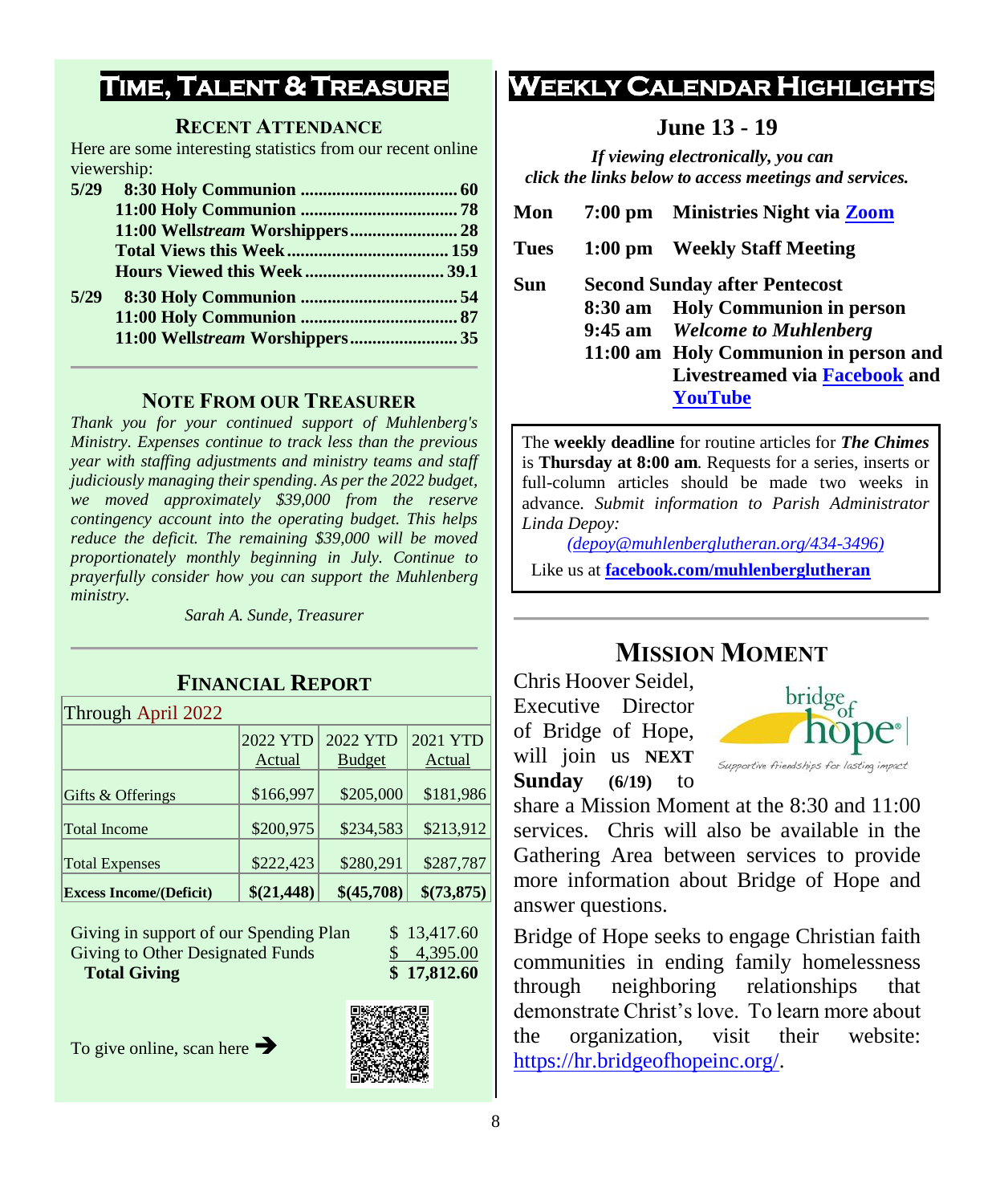# Time, Talent & Treasure

## Recent Attendance

Here are some interesting statistics from our recent online viewership:

**5/29** **8:30 Holy Communion .................................. 60**
**11:00 Holy Communion .................................. 78**
**11:00 Well*stream* Worshippers........................ 28**
**Total Views this Week.................................... 159**
**Hours Viewed this Week .............................. 39.1**

**5/29** **8:30 Holy Communion .................................. 54**
**11:00 Holy Communion .................................. 87**
**11:00 Well*stream* Worshippers........................ 35**

## Note From our Treasurer

*Thank you for your continued support of Muhlenberg's Ministry. Expenses continue to track less than the previous year with staffing adjustments and ministry teams and staff judiciously managing their spending. As per the 2022 budget, we moved approximately $39,000 from the reserve contingency account into the operating budget. This helps reduce the deficit. The remaining $39,000 will be moved proportionately monthly beginning in July. Continue to prayerfully consider how you can support the Muhlenberg ministry.*

*Sarah A. Sunde, Treasurer*

## Financial Report

| Through April 2022 | 2022 YTD Actual | 2022 YTD Budget | 2021 YTD Actual |
|---|---|---|---|
| Gifts & Offerings | $166,997 | $205,000 | $181,986 |
| Total Income | $200,975 | $234,583 | $213,912 |
| Total Expenses | $222,423 | $280,291 | $287,787 |
| **Excess Income/(Deficit)** | **$(21,448)** | **$(45,708)** | **$(73,875)** |

| | |
|---|---|
| Giving in support of our Spending Plan | $ 13,417.60 |
| Giving to Other Designated Funds | $ 4,395.00 |
| **Total Giving** | **$ 17,812.60** |

To give online, scan here ➔

# Weekly Calendar Highlights

## June 13 - 19

*If viewing electronically, you can click the links below to access meetings and services.*

**Mon** **7:00 pm** **Ministries Night via Zoom**

**Tues** **1:00 pm** **Weekly Staff Meeting**

**Sun** **Second Sunday after Pentecost**
**8:30 am** **Holy Communion in person**
**9:45 am** ***Welcome to Muhlenberg***
**11:00 am** **Holy Communion in person and Livestreamed via Facebook and YouTube**

The **weekly deadline** for routine articles for ***The Chimes*** is **Thursday at 8:00 am**. Requests for a series, inserts or full-column articles should be made two weeks in advance. *Submit information to Parish Administrator Linda Depoy:*

*(depoy@muhlenberglutheran.org/434-3496)*

Like us at **facebook.com/muhlenberglutheran**

## Mission Moment

bridge of hope — Supportive friendships for lasting impact

Chris Hoover Seidel, Executive Director of Bridge of Hope, will join us **NEXT Sunday (6/19)** to share a Mission Moment at the 8:30 and 11:00 services. Chris will also be available in the Gathering Area between services to provide more information about Bridge of Hope and answer questions.

Bridge of Hope seeks to engage Christian faith communities in ending family homelessness through neighboring relationships that demonstrate Christ's love. To learn more about the organization, visit their website: https://hr.bridgeofhopeinc.org/.